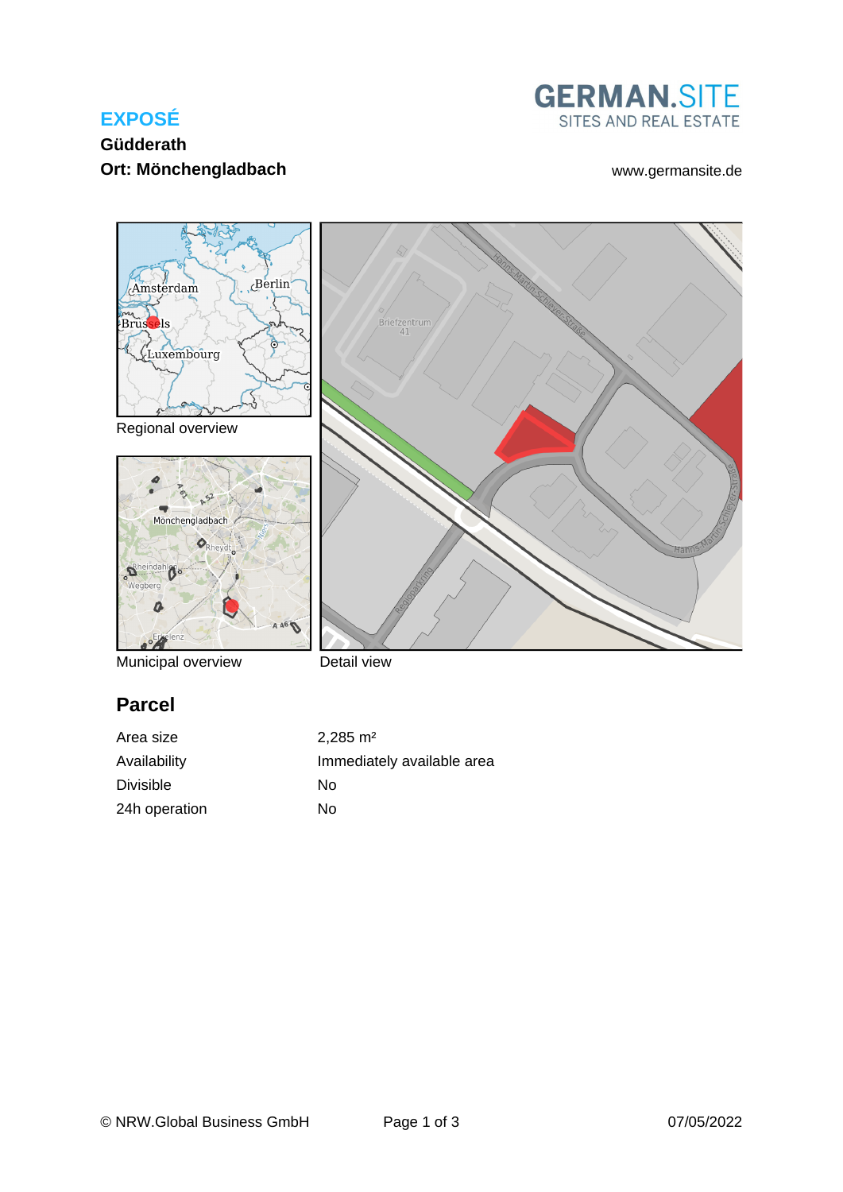**EXPOSÉ**

**Güdderath**

**Ort: Mönchengladbach**

GERMAN.SITE
SITES AND REAL ESTATE

www.germansite.de

Regional overview

Municipal overview

Detail view

## Parcel

| | |
|---|---|
| Area size | 2,285 m² |
| Availability | Immediately available area |
| Divisible | No |
| 24h operation | No |

© NRW.Global Business GmbH

07/05/2022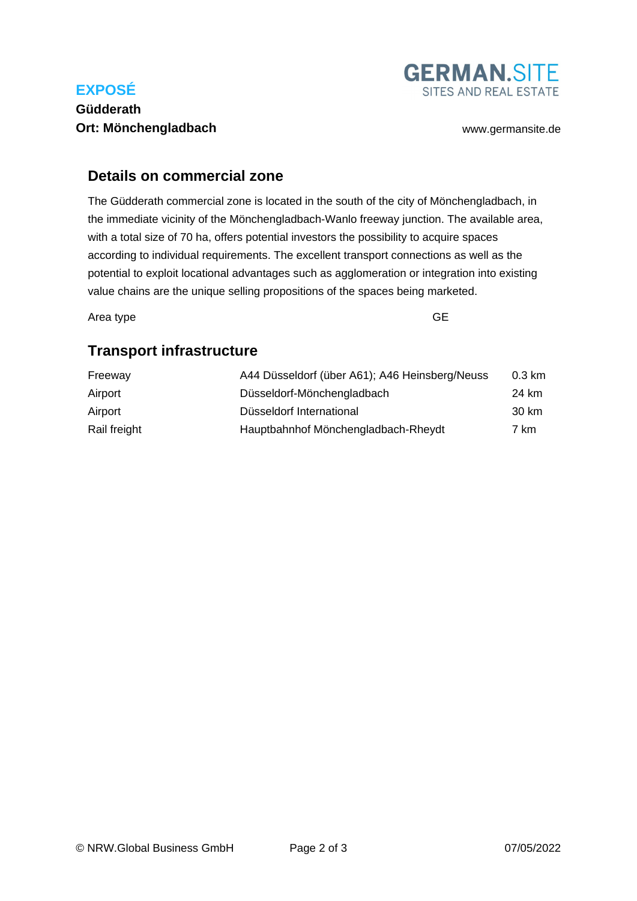**EXPOSÉ**

**Güdderath**

**Ort: Mönchengladbach**

## Details on commercial zone

The Güdderath commercial zone is located in the south of the city of Mönchengladbach, in the immediate vicinity of the Mönchengladbach-Wanlo freeway junction. The available area, with a total size of 70 ha, offers potential investors the possibility to acquire spaces according to individual requirements. The excellent transport connections as well as the potential to exploit locational advantages such as agglomeration or integration into existing value chains are the unique selling propositions of the spaces being marketed.

| | |
|---|---|
| Area type | GE |

## Transport infrastructure

| | | |
|---|---|---|
| Freeway | A44 Düsseldorf (über A61); A46 Heinsberg/Neuss | 0.3 km |
| Airport | Düsseldorf-Mönchengladbach | 24 km |
| Airport | Düsseldorf International | 30 km |
| Rail freight | Hauptbahnhof Mönchengladbach-Rheydt | 7 km |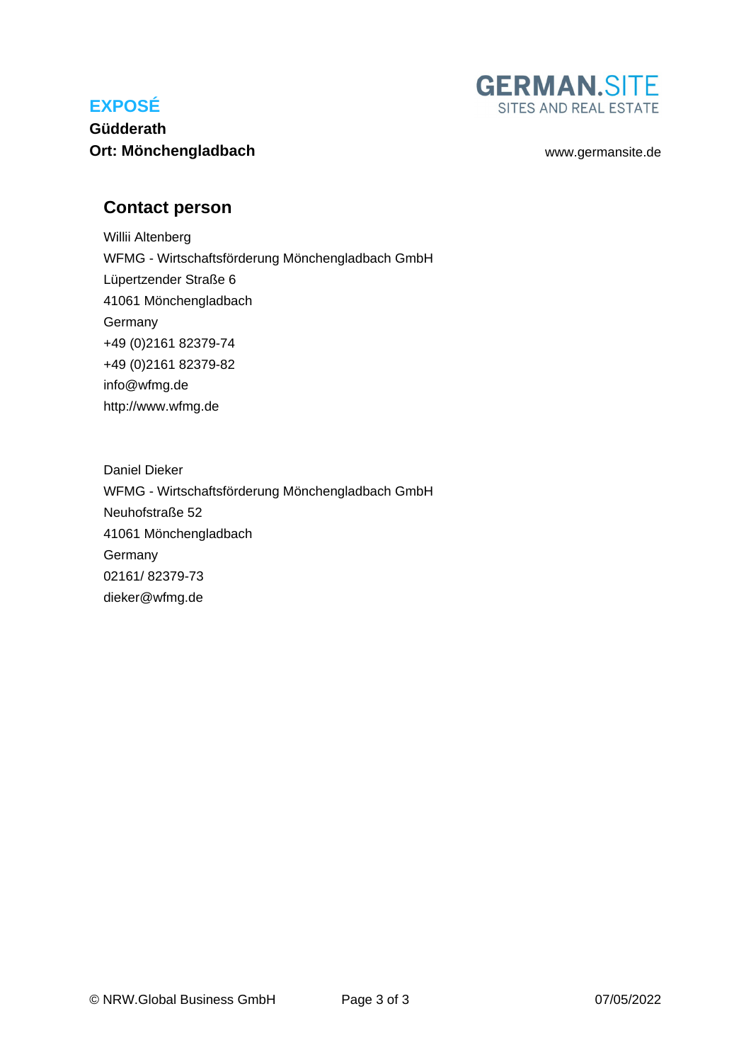## Contact person

Willii Altenberg
WFMG - Wirtschaftsförderung Mönchengladbach GmbH
Lüpertzender Straße 6
41061 Mönchengladbach
Germany
+49 (0)2161 82379-74
+49 (0)2161 82379-82
info@wfmg.de
http://www.wfmg.de

Daniel Dieker
WFMG - Wirtschaftsförderung Mönchengladbach GmbH
Neuhofstraße 52
41061 Mönchengladbach
Germany
02161/ 82379-73
dieker@wfmg.de